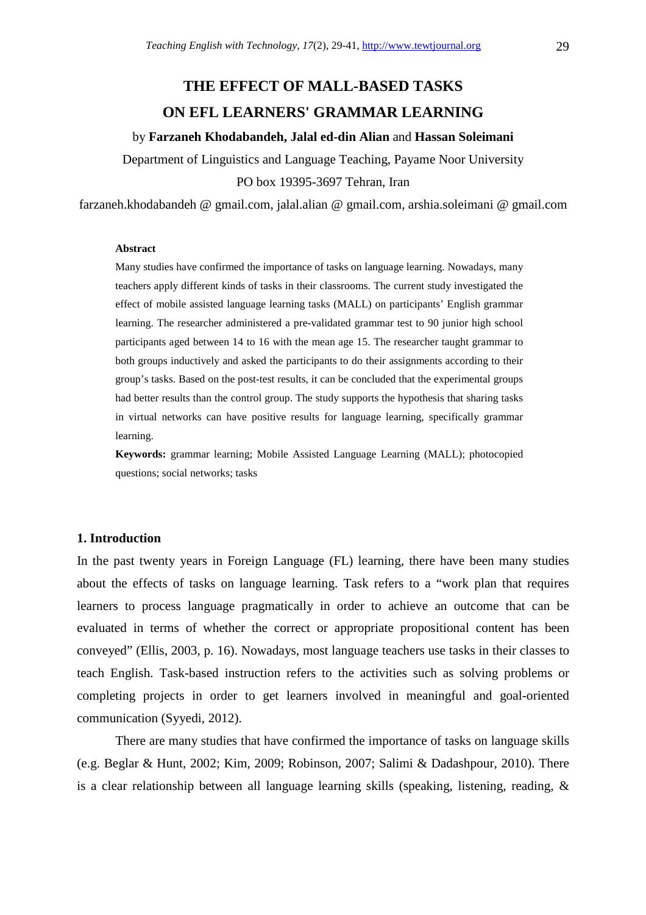# THE EFFECT OF MALL-BASED TASKS ON EFL LEARNERS' GRAMMAR LEARNING

by **Farzaneh Khodabandeh, Jalal ed-din Alian** and **Hassan Soleimani**

Department of Linguistics and Language Teaching, Payame Noor University

PO box 19395-3697 Tehran, Iran

farzaneh.khodabandeh @ gmail.com, jalal.alian @ gmail.com, arshia.soleimani @ gmail.com

**Abstract**

Many studies have confirmed the importance of tasks on language learning. Nowadays, many teachers apply different kinds of tasks in their classrooms. The current study investigated the effect of mobile assisted language learning tasks (MALL) on participants' English grammar learning. The researcher administered a pre-validated grammar test to 90 junior high school participants aged between 14 to 16 with the mean age 15. The researcher taught grammar to both groups inductively and asked the participants to do their assignments according to their group's tasks. Based on the post-test results, it can be concluded that the experimental groups had better results than the control group. The study supports the hypothesis that sharing tasks in virtual networks can have positive results for language learning, specifically grammar learning.

**Keywords:** grammar learning; Mobile Assisted Language Learning (MALL); photocopied questions; social networks; tasks

## 1. Introduction

In the past twenty years in Foreign Language (FL) learning, there have been many studies about the effects of tasks on language learning. Task refers to a "work plan that requires learners to process language pragmatically in order to achieve an outcome that can be evaluated in terms of whether the correct or appropriate propositional content has been conveyed" (Ellis, 2003, p. 16). Nowadays, most language teachers use tasks in their classes to teach English. Task-based instruction refers to the activities such as solving problems or completing projects in order to get learners involved in meaningful and goal-oriented communication (Syyedi, 2012).

There are many studies that have confirmed the importance of tasks on language skills (e.g. Beglar & Hunt, 2002; Kim, 2009; Robinson, 2007; Salimi & Dadashpour, 2010). There is a clear relationship between all language learning skills (speaking, listening, reading, &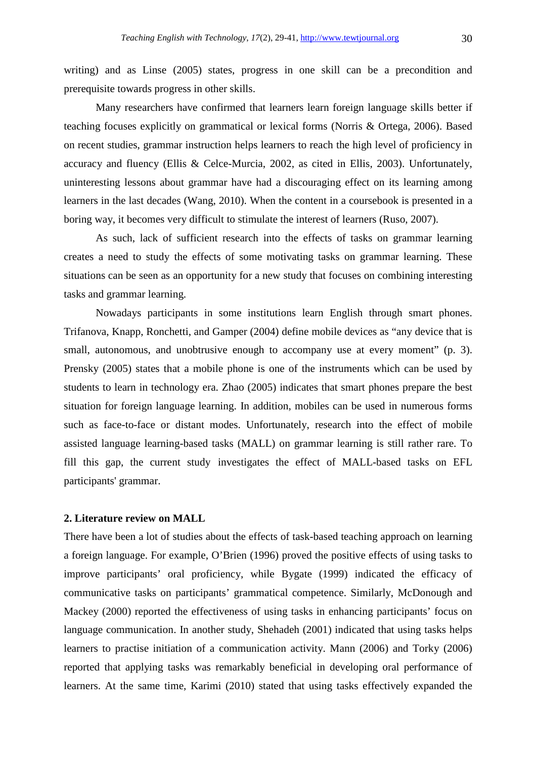writing) and as Linse (2005) states, progress in one skill can be a precondition and prerequisite towards progress in other skills.

Many researchers have confirmed that learners learn foreign language skills better if teaching focuses explicitly on grammatical or lexical forms (Norris & Ortega, 2006). Based on recent studies, grammar instruction helps learners to reach the high level of proficiency in accuracy and fluency (Ellis & Celce-Murcia, 2002, as cited in Ellis, 2003). Unfortunately, uninteresting lessons about grammar have had a discouraging effect on its learning among learners in the last decades (Wang, 2010). When the content in a coursebook is presented in a boring way, it becomes very difficult to stimulate the interest of learners (Ruso, 2007).

As such, lack of sufficient research into the effects of tasks on grammar learning creates a need to study the effects of some motivating tasks on grammar learning. These situations can be seen as an opportunity for a new study that focuses on combining interesting tasks and grammar learning.

Nowadays participants in some institutions learn English through smart phones. Trifanova, Knapp, Ronchetti, and Gamper (2004) define mobile devices as "any device that is small, autonomous, and unobtrusive enough to accompany use at every moment" (p. 3). Prensky (2005) states that a mobile phone is one of the instruments which can be used by students to learn in technology era. Zhao (2005) indicates that smart phones prepare the best situation for foreign language learning. In addition, mobiles can be used in numerous forms such as face-to-face or distant modes. Unfortunately, research into the effect of mobile assisted language learning-based tasks (MALL) on grammar learning is still rather rare. To fill this gap, the current study investigates the effect of MALL-based tasks on EFL participants' grammar.

## 2. Literature review on MALL

There have been a lot of studies about the effects of task-based teaching approach on learning a foreign language. For example, O'Brien (1996) proved the positive effects of using tasks to improve participants' oral proficiency, while Bygate (1999) indicated the efficacy of communicative tasks on participants' grammatical competence. Similarly, McDonough and Mackey (2000) reported the effectiveness of using tasks in enhancing participants' focus on language communication. In another study, Shehadeh (2001) indicated that using tasks helps learners to practise initiation of a communication activity. Mann (2006) and Torky (2006) reported that applying tasks was remarkably beneficial in developing oral performance of learners. At the same time, Karimi (2010) stated that using tasks effectively expanded the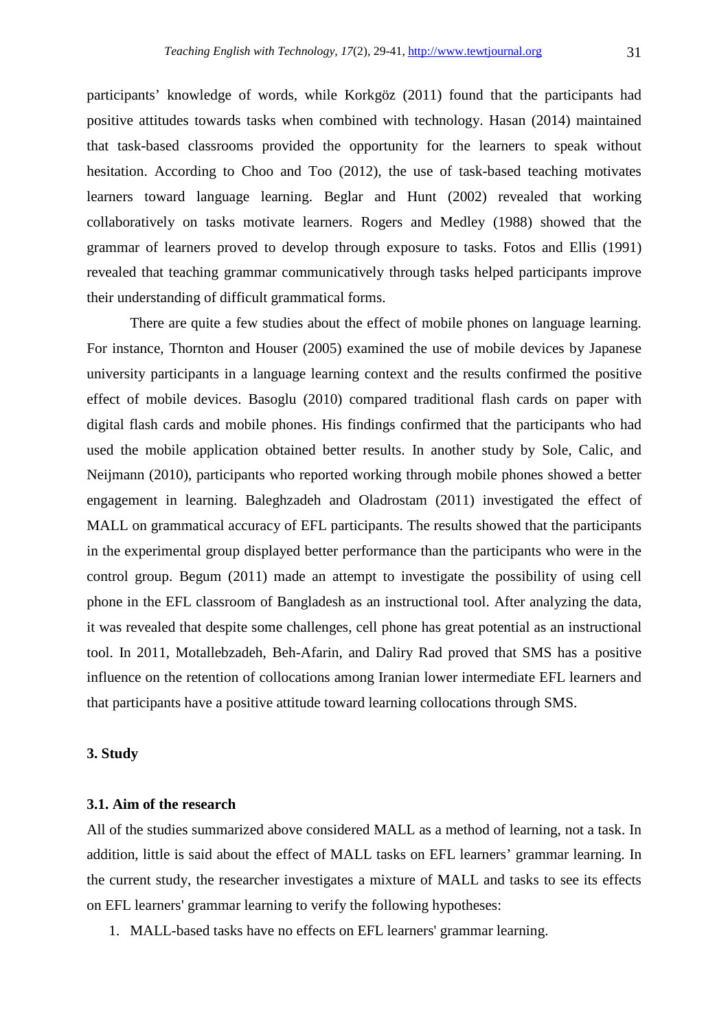participants' knowledge of words, while Korkgöz (2011) found that the participants had positive attitudes towards tasks when combined with technology. Hasan (2014) maintained that task-based classrooms provided the opportunity for the learners to speak without hesitation. According to Choo and Too (2012), the use of task-based teaching motivates learners toward language learning. Beglar and Hunt (2002) revealed that working collaboratively on tasks motivate learners. Rogers and Medley (1988) showed that the grammar of learners proved to develop through exposure to tasks. Fotos and Ellis (1991) revealed that teaching grammar communicatively through tasks helped participants improve their understanding of difficult grammatical forms.

There are quite a few studies about the effect of mobile phones on language learning. For instance, Thornton and Houser (2005) examined the use of mobile devices by Japanese university participants in a language learning context and the results confirmed the positive effect of mobile devices. Basoglu (2010) compared traditional flash cards on paper with digital flash cards and mobile phones. His findings confirmed that the participants who had used the mobile application obtained better results. In another study by Sole, Calic, and Neijmann (2010), participants who reported working through mobile phones showed a better engagement in learning. Baleghzadeh and Oladrostam (2011) investigated the effect of MALL on grammatical accuracy of EFL participants. The results showed that the participants in the experimental group displayed better performance than the participants who were in the control group. Begum (2011) made an attempt to investigate the possibility of using cell phone in the EFL classroom of Bangladesh as an instructional tool. After analyzing the data, it was revealed that despite some challenges, cell phone has great potential as an instructional tool. In 2011, Motallebzadeh, Beh-Afarin, and Daliry Rad proved that SMS has a positive influence on the retention of collocations among Iranian lower intermediate EFL learners and that participants have a positive attitude toward learning collocations through SMS.

## 3. Study

### 3.1. Aim of the research

All of the studies summarized above considered MALL as a method of learning, not a task. In addition, little is said about the effect of MALL tasks on EFL learners' grammar learning. In the current study, the researcher investigates a mixture of MALL and tasks to see its effects on EFL learners' grammar learning to verify the following hypotheses:

1. MALL-based tasks have no effects on EFL learners' grammar learning.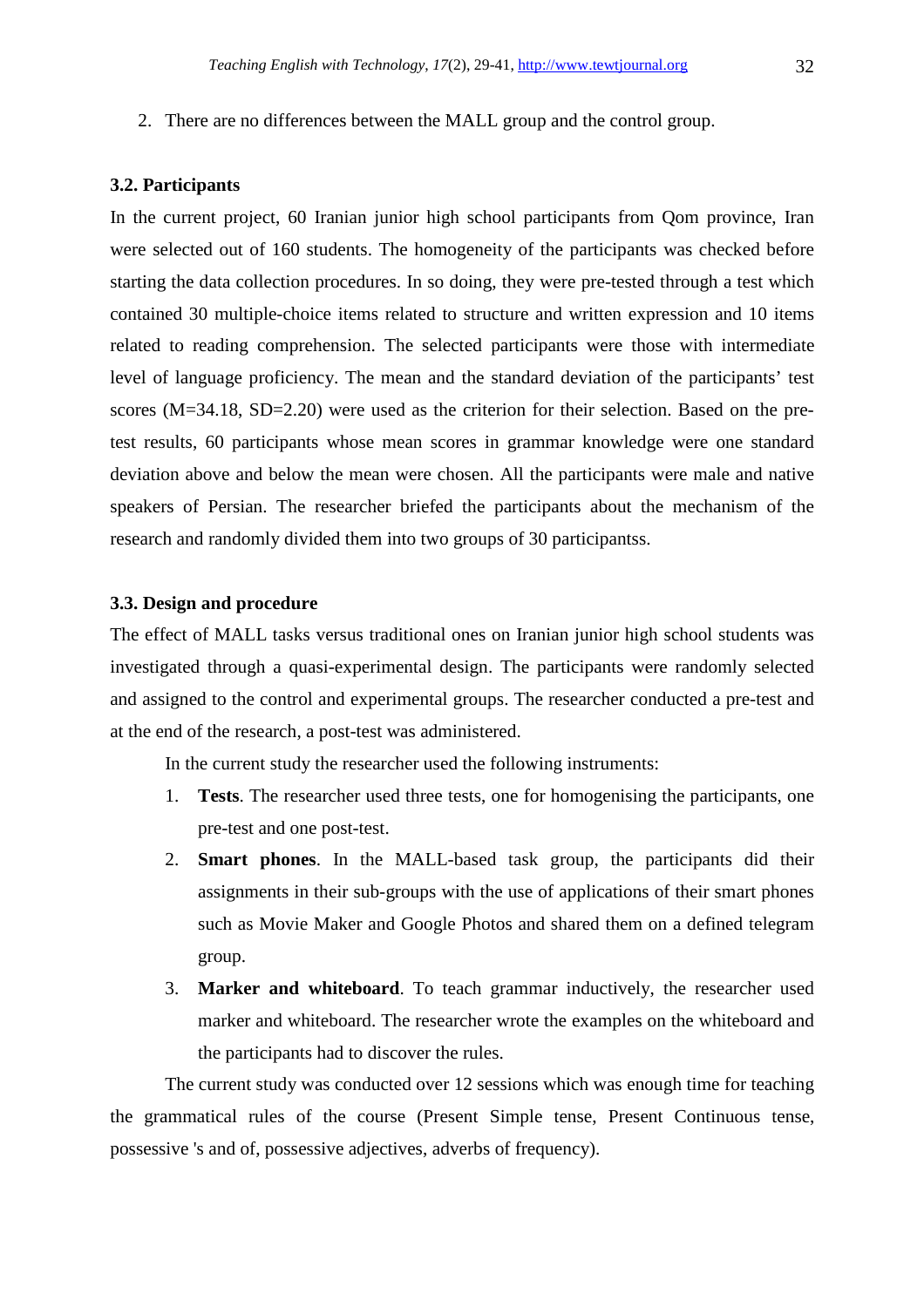2. There are no differences between the MALL group and the control group.

### 3.2. Participants

In the current project, 60 Iranian junior high school participants from Qom province, Iran were selected out of 160 students. The homogeneity of the participants was checked before starting the data collection procedures. In so doing, they were pre-tested through a test which contained 30 multiple-choice items related to structure and written expression and 10 items related to reading comprehension. The selected participants were those with intermediate level of language proficiency. The mean and the standard deviation of the participants' test scores (M=34.18, SD=2.20) were used as the criterion for their selection. Based on the pre-test results, 60 participants whose mean scores in grammar knowledge were one standard deviation above and below the mean were chosen. All the participants were male and native speakers of Persian. The researcher briefed the participants about the mechanism of the research and randomly divided them into two groups of 30 participantss.

### 3.3. Design and procedure

The effect of MALL tasks versus traditional ones on Iranian junior high school students was investigated through a quasi-experimental design. The participants were randomly selected and assigned to the control and experimental groups. The researcher conducted a pre-test and at the end of the research, a post-test was administered.

In the current study the researcher used the following instruments:

1. **Tests**. The researcher used three tests, one for homogenising the participants, one pre-test and one post-test.
2. **Smart phones**. In the MALL-based task group, the participants did their assignments in their sub-groups with the use of applications of their smart phones such as Movie Maker and Google Photos and shared them on a defined telegram group.
3. **Marker and whiteboard**. To teach grammar inductively, the researcher used marker and whiteboard. The researcher wrote the examples on the whiteboard and the participants had to discover the rules.

The current study was conducted over 12 sessions which was enough time for teaching the grammatical rules of the course (Present Simple tense, Present Continuous tense, possessive 's and of, possessive adjectives, adverbs of frequency).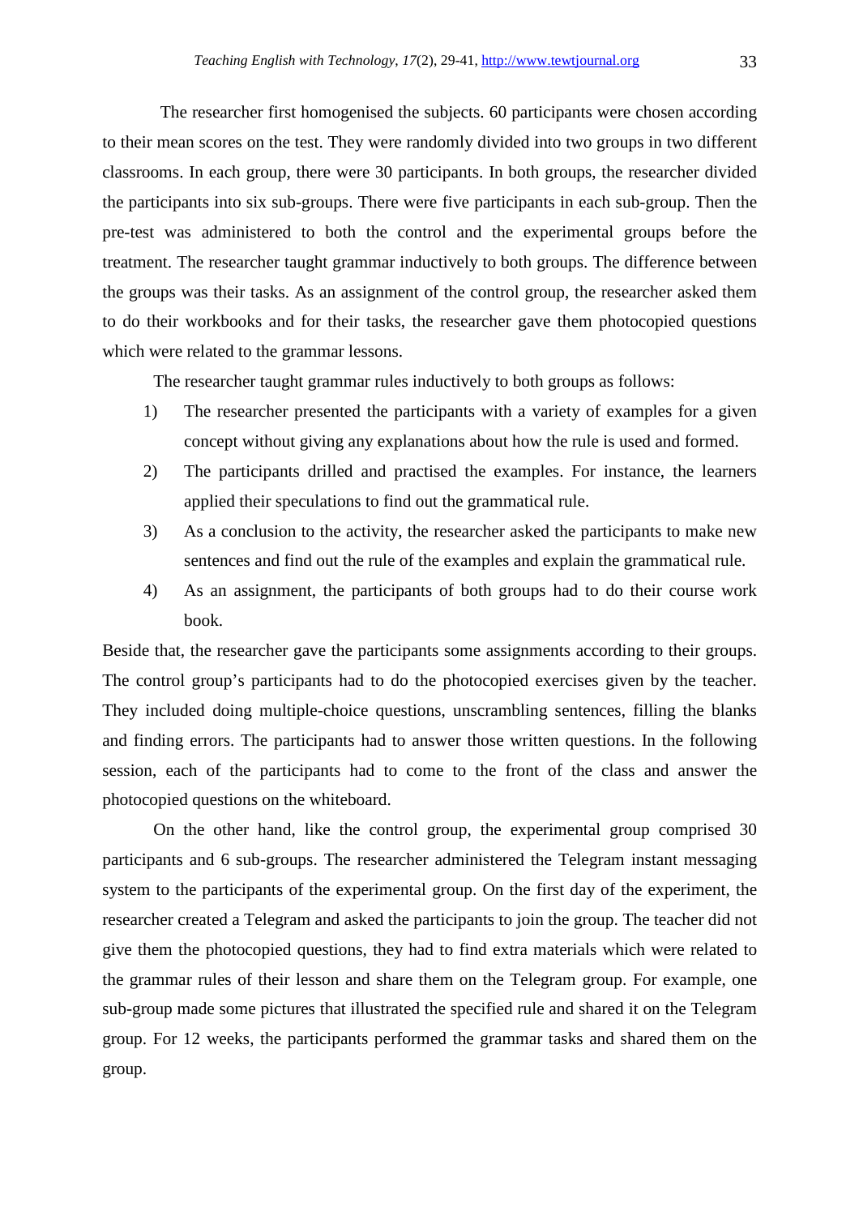The researcher first homogenised the subjects. 60 participants were chosen according to their mean scores on the test. They were randomly divided into two groups in two different classrooms. In each group, there were 30 participants. In both groups, the researcher divided the participants into six sub-groups. There were five participants in each sub-group. Then the pre-test was administered to both the control and the experimental groups before the treatment. The researcher taught grammar inductively to both groups. The difference between the groups was their tasks. As an assignment of the control group, the researcher asked them to do their workbooks and for their tasks, the researcher gave them photocopied questions which were related to the grammar lessons.

The researcher taught grammar rules inductively to both groups as follows:

1) The researcher presented the participants with a variety of examples for a given concept without giving any explanations about how the rule is used and formed.
2) The participants drilled and practised the examples. For instance, the learners applied their speculations to find out the grammatical rule.
3) As a conclusion to the activity, the researcher asked the participants to make new sentences and find out the rule of the examples and explain the grammatical rule.
4) As an assignment, the participants of both groups had to do their course work book.

Beside that, the researcher gave the participants some assignments according to their groups. The control group's participants had to do the photocopied exercises given by the teacher. They included doing multiple-choice questions, unscrambling sentences, filling the blanks and finding errors. The participants had to answer those written questions. In the following session, each of the participants had to come to the front of the class and answer the photocopied questions on the whiteboard.

On the other hand, like the control group, the experimental group comprised 30 participants and 6 sub-groups. The researcher administered the Telegram instant messaging system to the participants of the experimental group. On the first day of the experiment, the researcher created a Telegram and asked the participants to join the group. The teacher did not give them the photocopied questions, they had to find extra materials which were related to the grammar rules of their lesson and share them on the Telegram group. For example, one sub-group made some pictures that illustrated the specified rule and shared it on the Telegram group. For 12 weeks, the participants performed the grammar tasks and shared them on the group.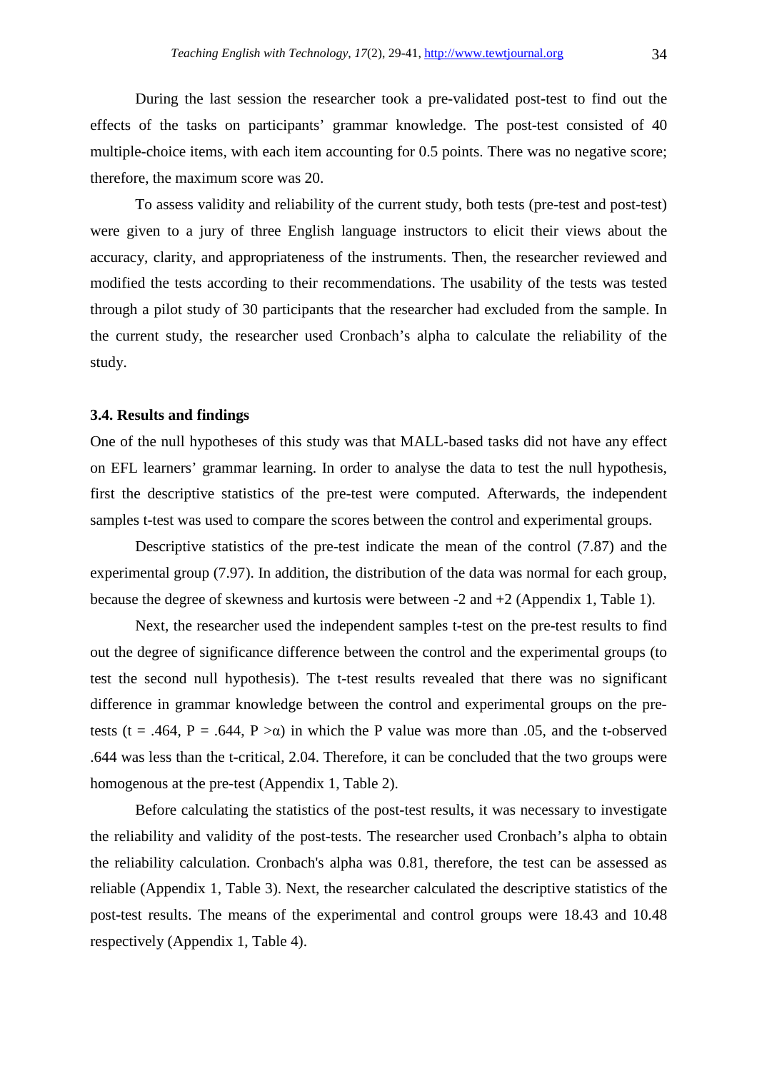During the last session the researcher took a pre-validated post-test to find out the effects of the tasks on participants' grammar knowledge. The post-test consisted of 40 multiple-choice items, with each item accounting for 0.5 points. There was no negative score; therefore, the maximum score was 20.

To assess validity and reliability of the current study, both tests (pre-test and post-test) were given to a jury of three English language instructors to elicit their views about the accuracy, clarity, and appropriateness of the instruments. Then, the researcher reviewed and modified the tests according to their recommendations. The usability of the tests was tested through a pilot study of 30 participants that the researcher had excluded from the sample. In the current study, the researcher used Cronbach's alpha to calculate the reliability of the study.

### 3.4. Results and findings

One of the null hypotheses of this study was that MALL-based tasks did not have any effect on EFL learners' grammar learning. In order to analyse the data to test the null hypothesis, first the descriptive statistics of the pre-test were computed. Afterwards, the independent samples t-test was used to compare the scores between the control and experimental groups.

Descriptive statistics of the pre-test indicate the mean of the control (7.87) and the experimental group (7.97). In addition, the distribution of the data was normal for each group, because the degree of skewness and kurtosis were between -2 and +2 (Appendix 1, Table 1).

Next, the researcher used the independent samples t-test on the pre-test results to find out the degree of significance difference between the control and the experimental groups (to test the second null hypothesis). The t-test results revealed that there was no significant difference in grammar knowledge between the control and experimental groups on the pre-tests ($t = .464$, $P = .644$, $P > \alpha$) in which the P value was more than .05, and the t-observed .644 was less than the t-critical, 2.04. Therefore, it can be concluded that the two groups were homogenous at the pre-test (Appendix 1, Table 2).

Before calculating the statistics of the post-test results, it was necessary to investigate the reliability and validity of the post-tests. The researcher used Cronbach's alpha to obtain the reliability calculation. Cronbach's alpha was 0.81, therefore, the test can be assessed as reliable (Appendix 1, Table 3). Next, the researcher calculated the descriptive statistics of the post-test results. The means of the experimental and control groups were 18.43 and 10.48 respectively (Appendix 1, Table 4).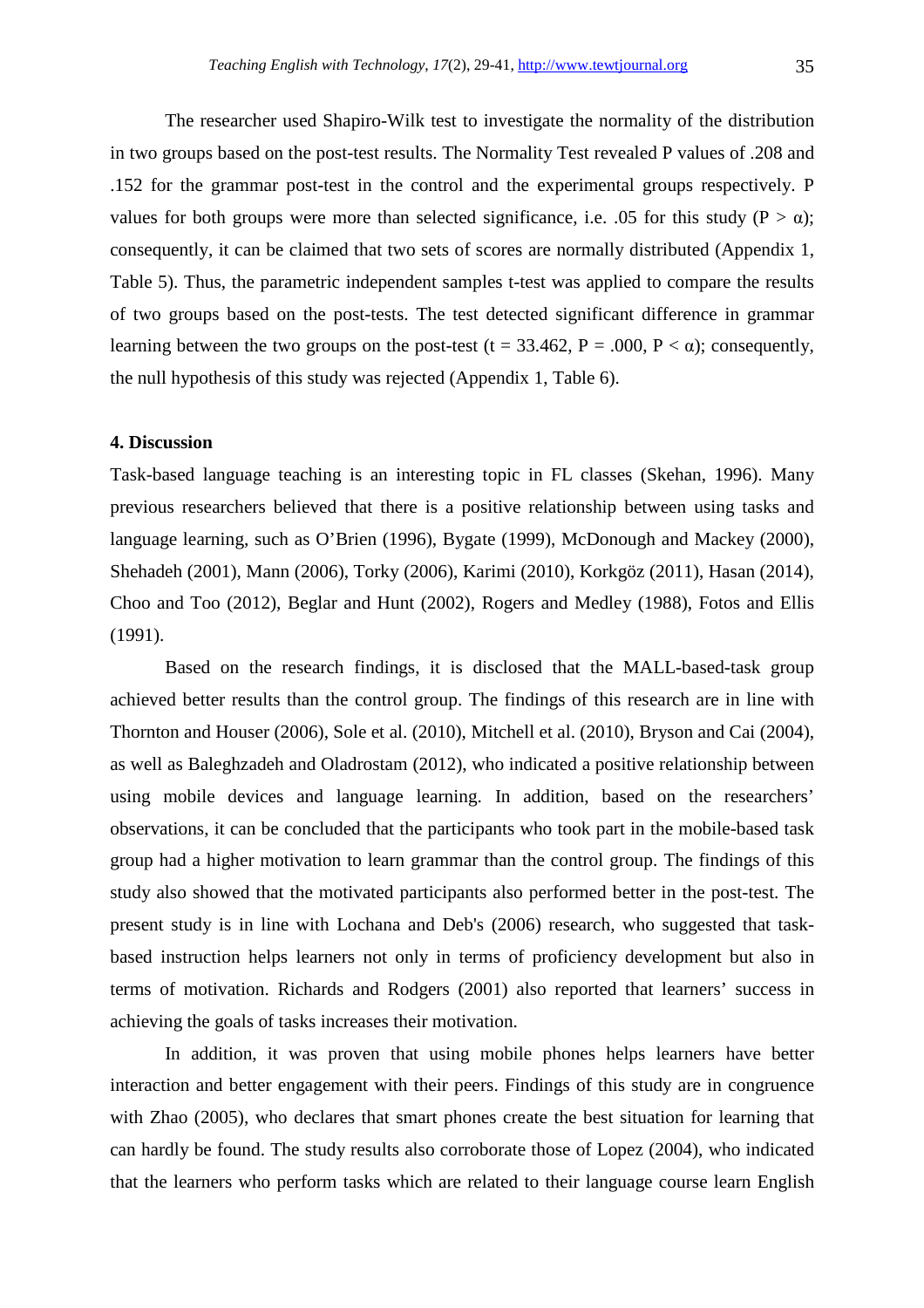The researcher used Shapiro-Wilk test to investigate the normality of the distribution in two groups based on the post-test results. The Normality Test revealed P values of .208 and .152 for the grammar post-test in the control and the experimental groups respectively. P values for both groups were more than selected significance, i.e. .05 for this study ($P > \alpha$); consequently, it can be claimed that two sets of scores are normally distributed (Appendix 1, Table 5). Thus, the parametric independent samples t-test was applied to compare the results of two groups based on the post-tests. The test detected significant difference in grammar learning between the two groups on the post-test ($t = 33.462$, $P = .000$, $P < \alpha$); consequently, the null hypothesis of this study was rejected (Appendix 1, Table 6).

## 4. Discussion

Task-based language teaching is an interesting topic in FL classes (Skehan, 1996). Many previous researchers believed that there is a positive relationship between using tasks and language learning, such as O'Brien (1996), Bygate (1999), McDonough and Mackey (2000), Shehadeh (2001), Mann (2006), Torky (2006), Karimi (2010), Korkgöz (2011), Hasan (2014), Choo and Too (2012), Beglar and Hunt (2002), Rogers and Medley (1988), Fotos and Ellis (1991).

Based on the research findings, it is disclosed that the MALL-based-task group achieved better results than the control group. The findings of this research are in line with Thornton and Houser (2006), Sole et al. (2010), Mitchell et al. (2010), Bryson and Cai (2004), as well as Baleghzadeh and Oladrostam (2012), who indicated a positive relationship between using mobile devices and language learning. In addition, based on the researchers' observations, it can be concluded that the participants who took part in the mobile-based task group had a higher motivation to learn grammar than the control group. The findings of this study also showed that the motivated participants also performed better in the post-test. The present study is in line with Lochana and Deb's (2006) research, who suggested that task-based instruction helps learners not only in terms of proficiency development but also in terms of motivation. Richards and Rodgers (2001) also reported that learners' success in achieving the goals of tasks increases their motivation.

In addition, it was proven that using mobile phones helps learners have better interaction and better engagement with their peers. Findings of this study are in congruence with Zhao (2005), who declares that smart phones create the best situation for learning that can hardly be found. The study results also corroborate those of Lopez (2004), who indicated that the learners who perform tasks which are related to their language course learn English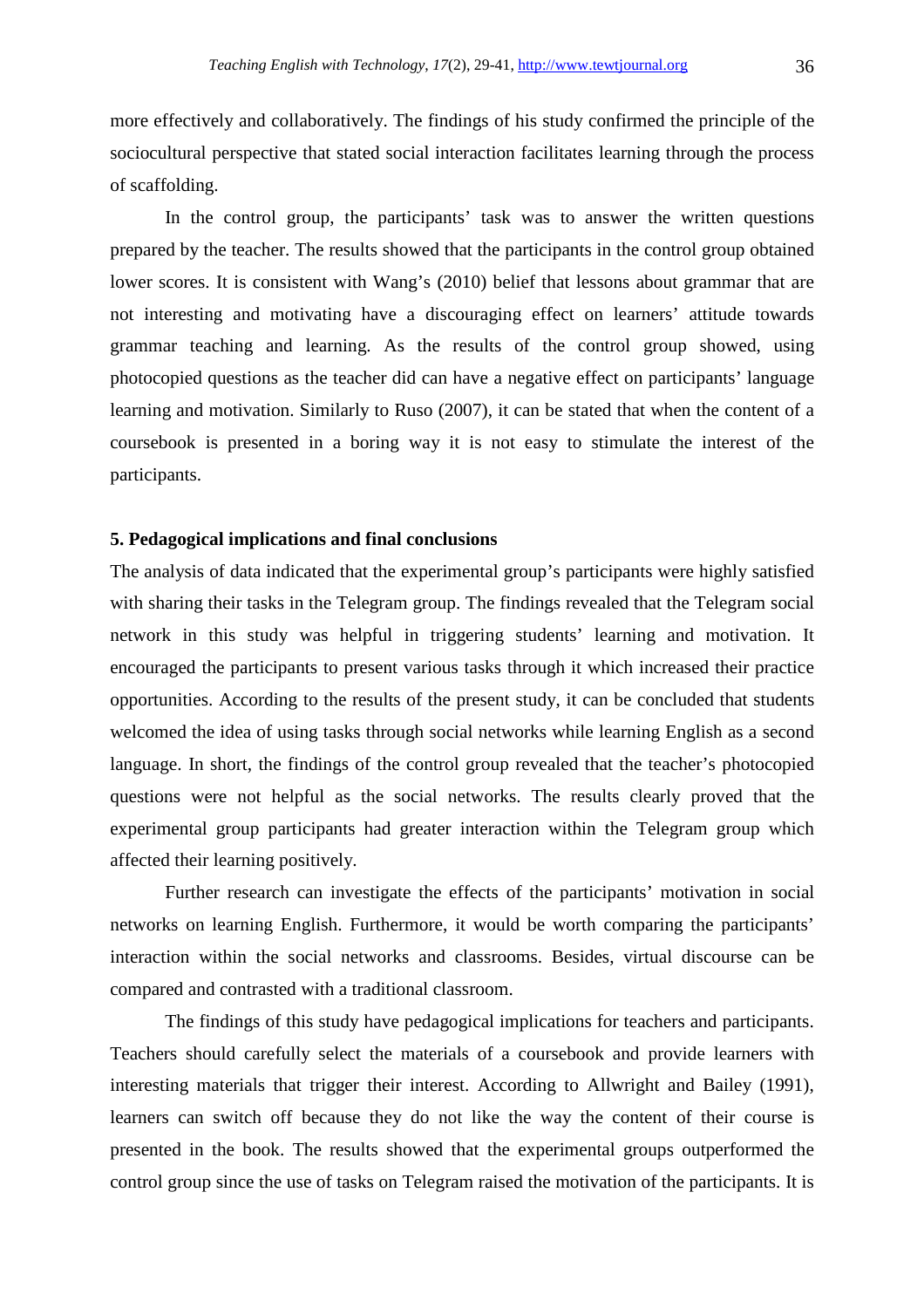more effectively and collaboratively. The findings of his study confirmed the principle of the sociocultural perspective that stated social interaction facilitates learning through the process of scaffolding.

In the control group, the participants' task was to answer the written questions prepared by the teacher. The results showed that the participants in the control group obtained lower scores. It is consistent with Wang's (2010) belief that lessons about grammar that are not interesting and motivating have a discouraging effect on learners' attitude towards grammar teaching and learning. As the results of the control group showed, using photocopied questions as the teacher did can have a negative effect on participants' language learning and motivation. Similarly to Ruso (2007), it can be stated that when the content of a coursebook is presented in a boring way it is not easy to stimulate the interest of the participants.

## 5. Pedagogical implications and final conclusions

The analysis of data indicated that the experimental group's participants were highly satisfied with sharing their tasks in the Telegram group. The findings revealed that the Telegram social network in this study was helpful in triggering students' learning and motivation. It encouraged the participants to present various tasks through it which increased their practice opportunities. According to the results of the present study, it can be concluded that students welcomed the idea of using tasks through social networks while learning English as a second language. In short, the findings of the control group revealed that the teacher's photocopied questions were not helpful as the social networks. The results clearly proved that the experimental group participants had greater interaction within the Telegram group which affected their learning positively.

Further research can investigate the effects of the participants' motivation in social networks on learning English. Furthermore, it would be worth comparing the participants' interaction within the social networks and classrooms. Besides, virtual discourse can be compared and contrasted with a traditional classroom.

The findings of this study have pedagogical implications for teachers and participants. Teachers should carefully select the materials of a coursebook and provide learners with interesting materials that trigger their interest. According to Allwright and Bailey (1991), learners can switch off because they do not like the way the content of their course is presented in the book. The results showed that the experimental groups outperformed the control group since the use of tasks on Telegram raised the motivation of the participants. It is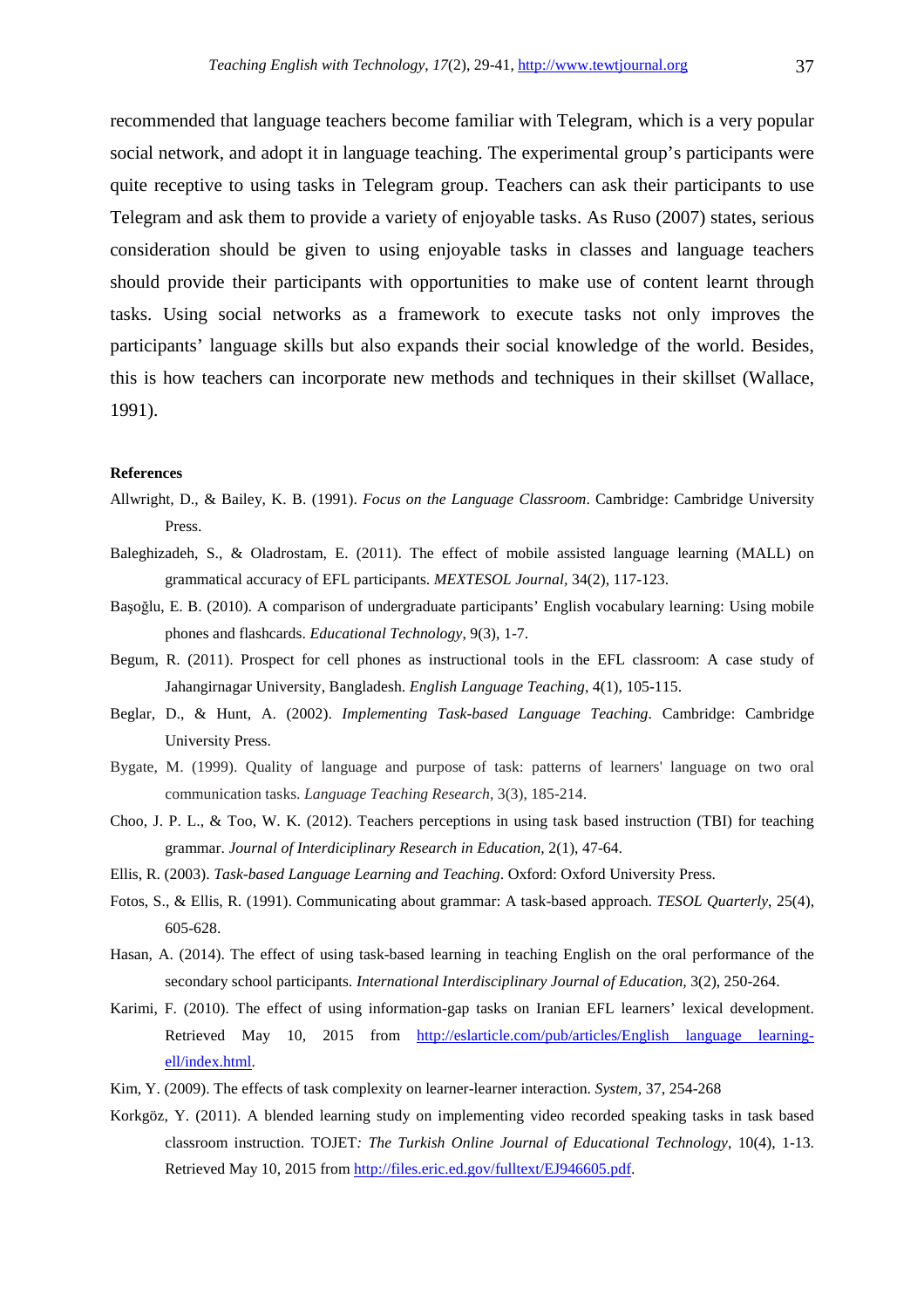recommended that language teachers become familiar with Telegram, which is a very popular social network, and adopt it in language teaching. The experimental group's participants were quite receptive to using tasks in Telegram group. Teachers can ask their participants to use Telegram and ask them to provide a variety of enjoyable tasks. As Ruso (2007) states, serious consideration should be given to using enjoyable tasks in classes and language teachers should provide their participants with opportunities to make use of content learnt through tasks. Using social networks as a framework to execute tasks not only improves the participants' language skills but also expands their social knowledge of the world. Besides, this is how teachers can incorporate new methods and techniques in their skillset (Wallace, 1991).

**References**

Allwright, D., & Bailey, K. B. (1991). *Focus on the Language Classroom*. Cambridge: Cambridge University Press.

Baleghizadeh, S., & Oladrostam, E. (2011). The effect of mobile assisted language learning (MALL) on grammatical accuracy of EFL participants. *MEXTESOL Journal*, 34(2), 117-123.

Başoğlu, E. B. (2010). A comparison of undergraduate participants' English vocabulary learning: Using mobile phones and flashcards. *Educational Technology*, 9(3), 1-7.

Begum, R. (2011). Prospect for cell phones as instructional tools in the EFL classroom: A case study of Jahangirnagar University, Bangladesh. *English Language Teaching*, 4(1), 105-115.

Beglar, D., & Hunt, A. (2002). *Implementing Task-based Language Teaching*. Cambridge: Cambridge University Press.

Bygate, M. (1999). Quality of language and purpose of task: patterns of learners' language on two oral communication tasks. *Language Teaching Research*, 3(3), 185-214.

Choo, J. P. L., & Too, W. K. (2012). Teachers perceptions in using task based instruction (TBI) for teaching grammar. *Journal of Interdiciplinary Research in Education*, 2(1), 47-64.

Ellis, R. (2003). *Task-based Language Learning and Teaching*. Oxford: Oxford University Press.

Fotos, S., & Ellis, R. (1991). Communicating about grammar: A task-based approach. *TESOL Quarterly*, 25(4), 605-628.

Hasan, A. (2014). The effect of using task-based learning in teaching English on the oral performance of the secondary school participants. *International Interdisciplinary Journal of Education*, 3(2), 250-264.

Karimi, F. (2010). The effect of using information-gap tasks on Iranian EFL learners' lexical development. Retrieved May 10, 2015 from http://eslarticle.com/pub/articles/English language learning-ell/index.html.

Kim, Y. (2009). The effects of task complexity on learner-learner interaction. *System*, 37, 254-268

Korkgöz, Y. (2011). A blended learning study on implementing video recorded speaking tasks in task based classroom instruction. TOJET*: The Turkish Online Journal of Educational Technology*, 10(4), 1-13. Retrieved May 10, 2015 from http://files.eric.ed.gov/fulltext/EJ946605.pdf.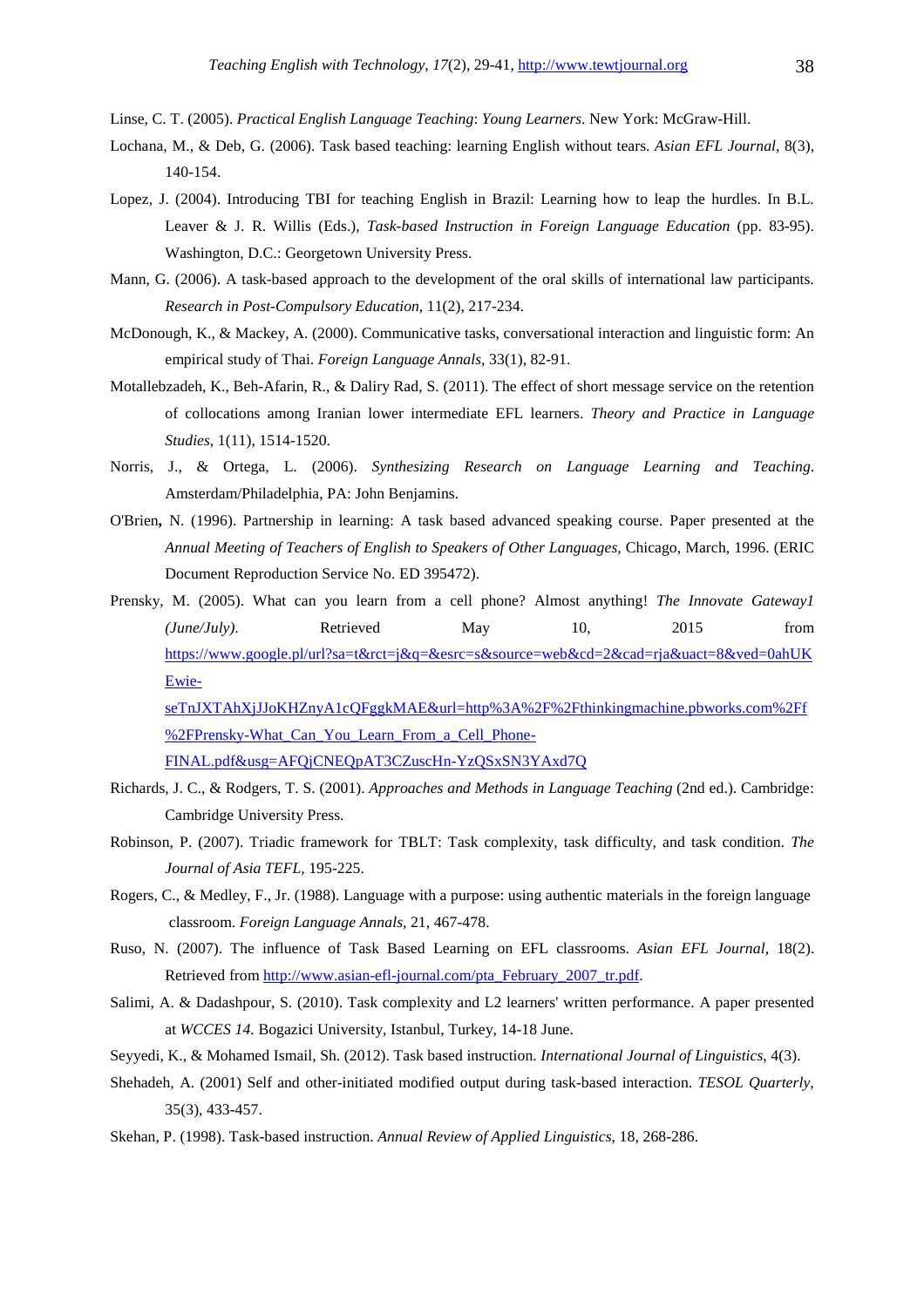Linse, C. T. (2005). *Practical English Language Teaching*: *Young Learners*. New York: McGraw-Hill.

Lochana, M., & Deb, G. (2006). Task based teaching: learning English without tears. *Asian EFL Journal*, 8(3), 140-154.

Lopez, J. (2004). Introducing TBI for teaching English in Brazil: Learning how to leap the hurdles. In B.L. Leaver & J. R. Willis (Eds.), *Task-based Instruction in Foreign Language Education* (pp. 83-95). Washington, D.C.: Georgetown University Press.

Mann, G. (2006). A task-based approach to the development of the oral skills of international law participants. *Research in Post-Compulsory Education*, 11(2), 217-234.

McDonough, K., & Mackey, A. (2000). Communicative tasks, conversational interaction and linguistic form: An empirical study of Thai. *Foreign Language Annals*, 33(1), 82-91.

Motallebzadeh, K., Beh-Afarin, R., & Daliry Rad, S. (2011). The effect of short message service on the retention of collocations among Iranian lower intermediate EFL learners. *Theory and Practice in Language Studies*, 1(11), 1514-1520.

Norris, J., & Ortega, L. (2006). *Synthesizing Research on Language Learning and Teaching*. Amsterdam/Philadelphia, PA: John Benjamins.

O'Brien**,** N. (1996). Partnership in learning: A task based advanced speaking course. Paper presented at the *Annual Meeting of Teachers of English to Speakers of Other Languages,* Chicago, March, 1996. (ERIC Document Reproduction Service No. ED 395472).

Prensky, M. (2005). What can you learn from a cell phone? Almost anything! *The Innovate Gateway1 (June/July)*. Retrieved May 10, 2015 from https://www.google.pl/url?sa=t&rct=j&q=&esrc=s&source=web&cd=2&cad=rja&uact=8&ved=0ahUKEwie-seTnJXTAhXjJJoKHZnyA1cQFggkMAE&url=http%3A%2F%2Fthinkingmachine.pbworks.com%2Ff%2FPrensky-What_Can_You_Learn_From_a_Cell_Phone-FINAL.pdf&usg=AFQjCNEQpAT3CZuscHn-YzQSxSN3YAxd7Q

Richards, J. C., & Rodgers, T. S. (2001). *Approaches and Methods in Language Teaching* (2nd ed.). Cambridge: Cambridge University Press.

Robinson, P. (2007). Triadic framework for TBLT: Task complexity, task difficulty, and task condition. *The Journal of Asia TEFL,* 195-225.

Rogers, C., & Medley, F., Jr. (1988). Language with a purpose: using authentic materials in the foreign language classroom. *Foreign Language Annals*, 21, 467-478.

Ruso, N. (2007). The influence of Task Based Learning on EFL classrooms. *Asian EFL Journal,* 18(2). Retrieved from http://www.asian-efl-journal.com/pta_February_2007_tr.pdf.

Salimi, A. & Dadashpour, S. (2010). Task complexity and L2 learners' written performance. A paper presented at *WCCES 14*. Bogazici University, Istanbul, Turkey, 14-18 June.

Seyyedi, K., & Mohamed Ismail, Sh. (2012). Task based instruction. *International Journal of Linguistics*, 4(3).

Shehadeh, A. (2001) Self and other-initiated modified output during task-based interaction. *TESOL Quarterly*, 35(3), 433-457.

Skehan, P. (1998). Task-based instruction. *Annual Review of Applied Linguistics*, 18, 268-286.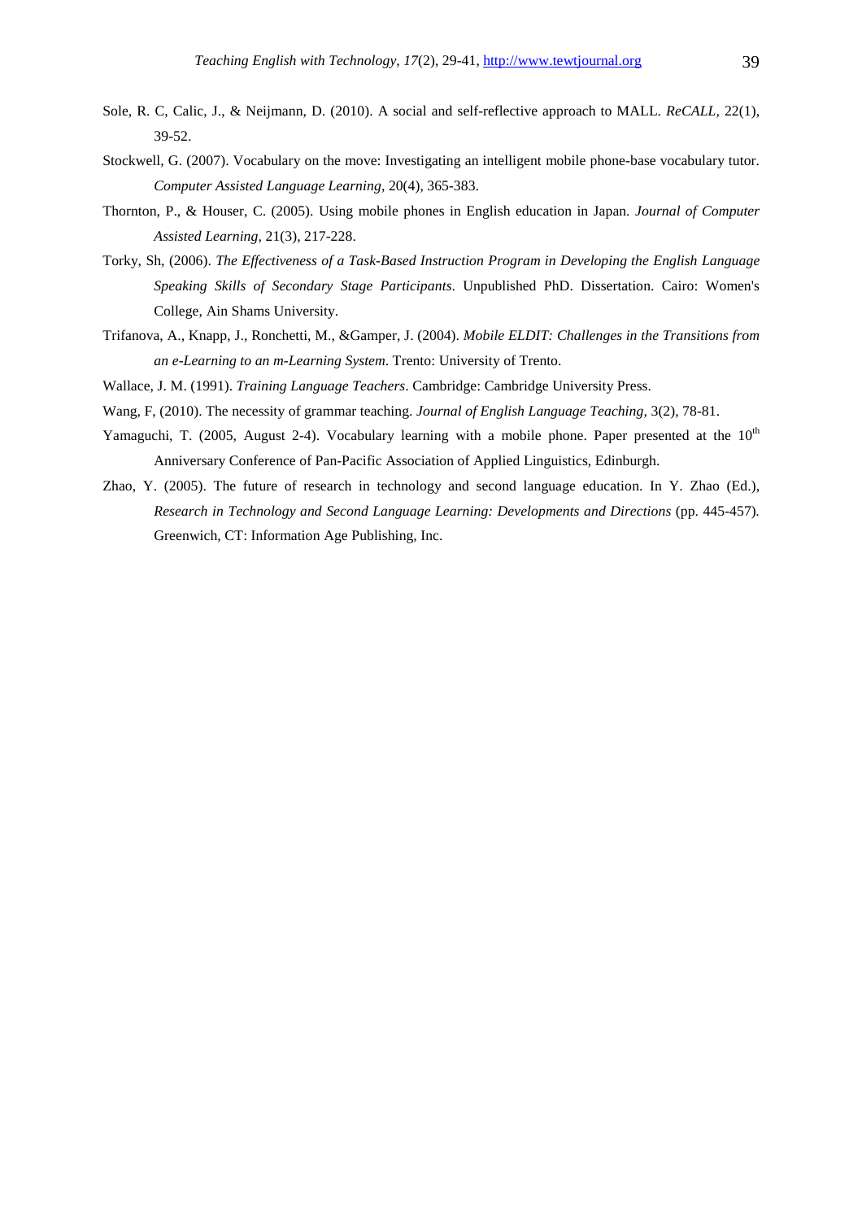Sole, R. C, Calic, J., & Neijmann, D. (2010). A social and self-reflective approach to MALL. *ReCALL,* 22(1), 39-52.

Stockwell, G. (2007). Vocabulary on the move: Investigating an intelligent mobile phone-base vocabulary tutor. *Computer Assisted Language Learning,* 20(4), 365-383.

Thornton, P., & Houser, C. (2005). Using mobile phones in English education in Japan. *Journal of Computer Assisted Learning,* 21(3), 217-228.

Torky, Sh, (2006). *The Effectiveness of a Task-Based Instruction Program in Developing the English Language Speaking Skills of Secondary Stage Participants*. Unpublished PhD. Dissertation. Cairo: Women's College, Ain Shams University.

Trifanova, A., Knapp, J., Ronchetti, M., &Gamper, J. (2004). *Mobile ELDIT: Challenges in the Transitions from an e-Learning to an m-Learning System*. Trento: University of Trento.

Wallace, J. M. (1991). *Training Language Teachers*. Cambridge: Cambridge University Press.

Wang, F, (2010). The necessity of grammar teaching. *Journal of English Language Teaching,* 3(2), 78-81.

Yamaguchi, T. (2005, August 2-4). Vocabulary learning with a mobile phone. Paper presented at the 10th Anniversary Conference of Pan-Pacific Association of Applied Linguistics, Edinburgh.

Zhao, Y. (2005). The future of research in technology and second language education. In Y. Zhao (Ed.), *Research in Technology and Second Language Learning: Developments and Directions* (pp. 445-457). Greenwich, CT: Information Age Publishing, Inc.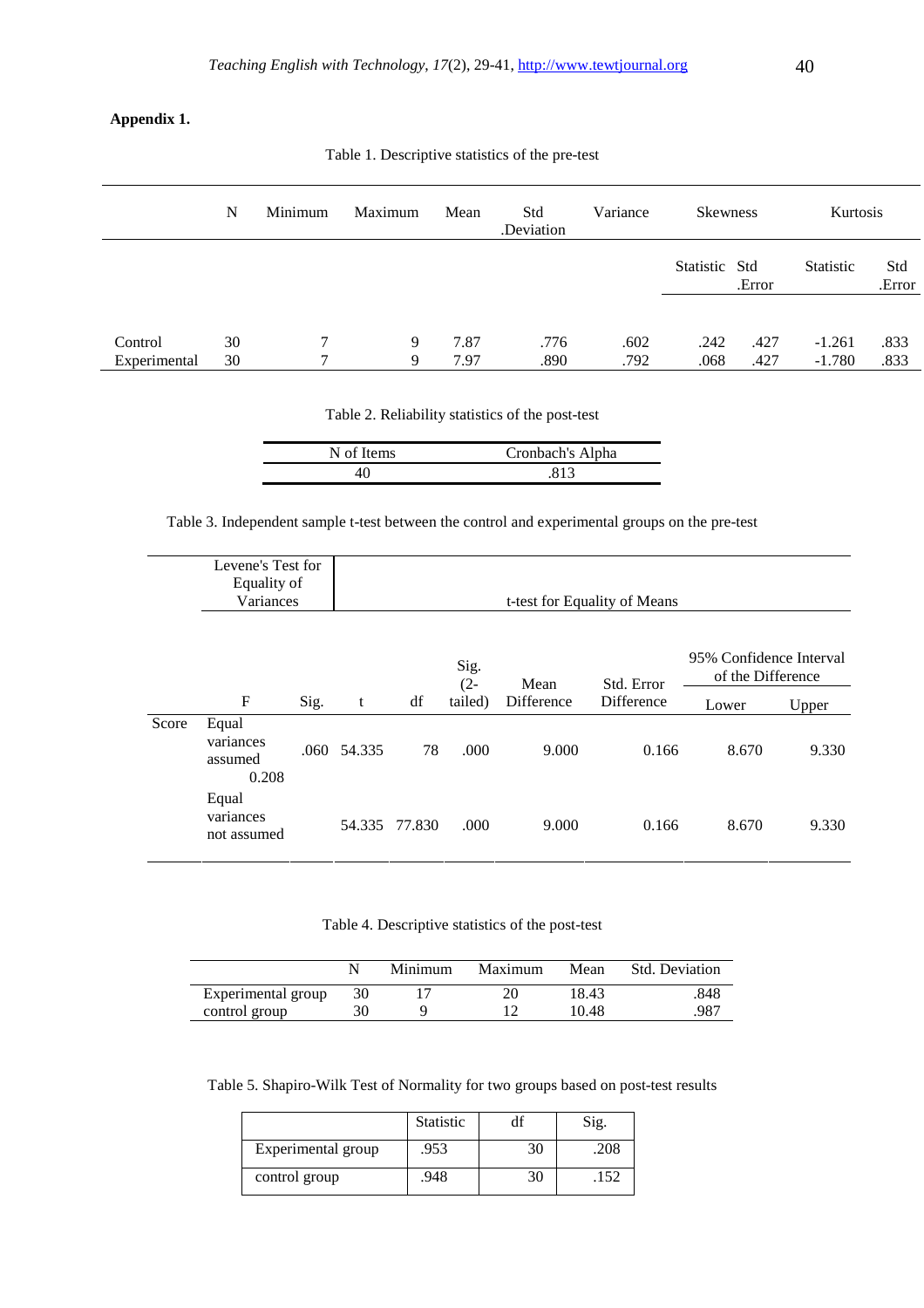**Appendix 1.**

Table 1. Descriptive statistics of the pre-test

| | N | Minimum | Maximum | Mean | Std .Deviation | Variance | Skewness | | Kurtosis | |
|---|---|---|---|---|---|---|---|---|---|---|
| | | | | | | | Statistic | Std .Error | Statistic | Std .Error |
| Control | 30 | 7 | 9 | 7.87 | .776 | .602 | .242 | .427 | -1.261 | .833 |
| Experimental | 30 | 7 | 9 | 7.97 | .890 | .792 | .068 | .427 | -1.780 | .833 |

Table 2. Reliability statistics of the post-test

| N of Items | Cronbach's Alpha |
|---|---|
| 40 | .813 |

Table 3. Independent sample t-test between the control and experimental groups on the pre-test

| | | Levene's Test for Equality of Variances | | t-test for Equality of Means | | | | | | |
|---|---|---|---|---|---|---|---|---|---|---|
| | | F | Sig. | t | df | Sig. (2-tailed) | Mean Difference | Std. Error Difference | 95% Confidence Interval of the Difference | |
| | | | | | | | | | Lower | Upper |
| Score | Equal variances assumed | 0.208 | .060 | 54.335 | 78 | .000 | 9.000 | 0.166 | 8.670 | 9.330 |
| | Equal variances not assumed | | | 54.335 | 77.830 | .000 | 9.000 | 0.166 | 8.670 | 9.330 |

Table 4. Descriptive statistics of the post-test

| | N | Minimum | Maximum | Mean | Std. Deviation |
|---|---|---|---|---|---|
| Experimental group | 30 | 17 | 20 | 18.43 | .848 |
| control group | 30 | 9 | 12 | 10.48 | .987 |

Table 5. Shapiro-Wilk Test of Normality for two groups based on post-test results

| | Statistic | df | Sig. |
|---|---|---|---|
| Experimental group | .953 | 30 | .208 |
| control group | .948 | 30 | .152 |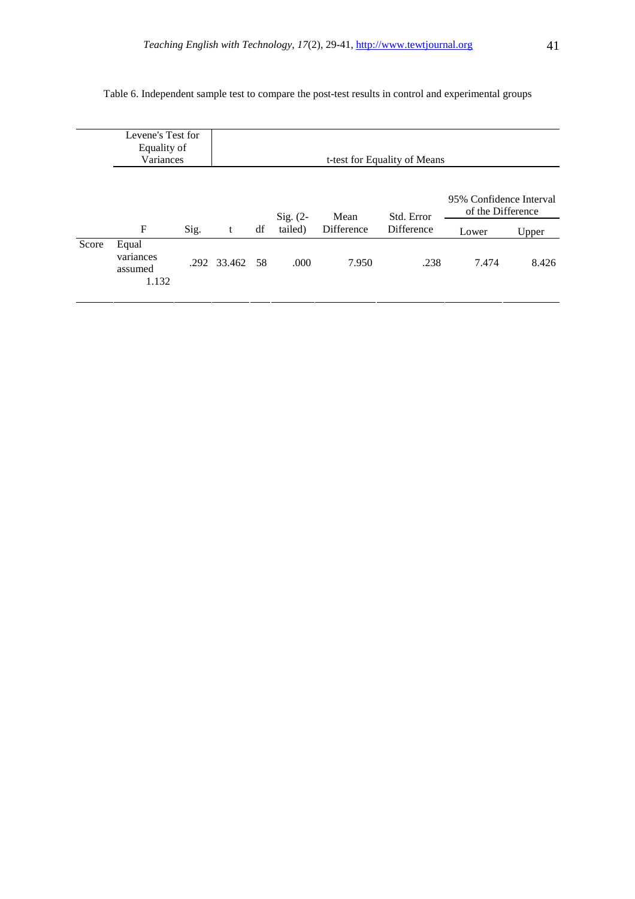Table 6. Independent sample test to compare the post-test results in control and experimental groups

| | | Levene's Test for Equality of Variances | | t-test for Equality of Means | | | | | |
|---|---|---|---|---|---|---|---|---|---|
| | | | | | | | | 95% Confidence Interval of the Difference | |
| | | F | Sig. | t | df | Sig. (2-tailed) | Mean Difference | Std. Error Difference | Lower | Upper |
| Score | Equal variances assumed | 1.132 | .292 | 33.462 | 58 | .000 | 7.950 | .238 | 7.474 | 8.426 |